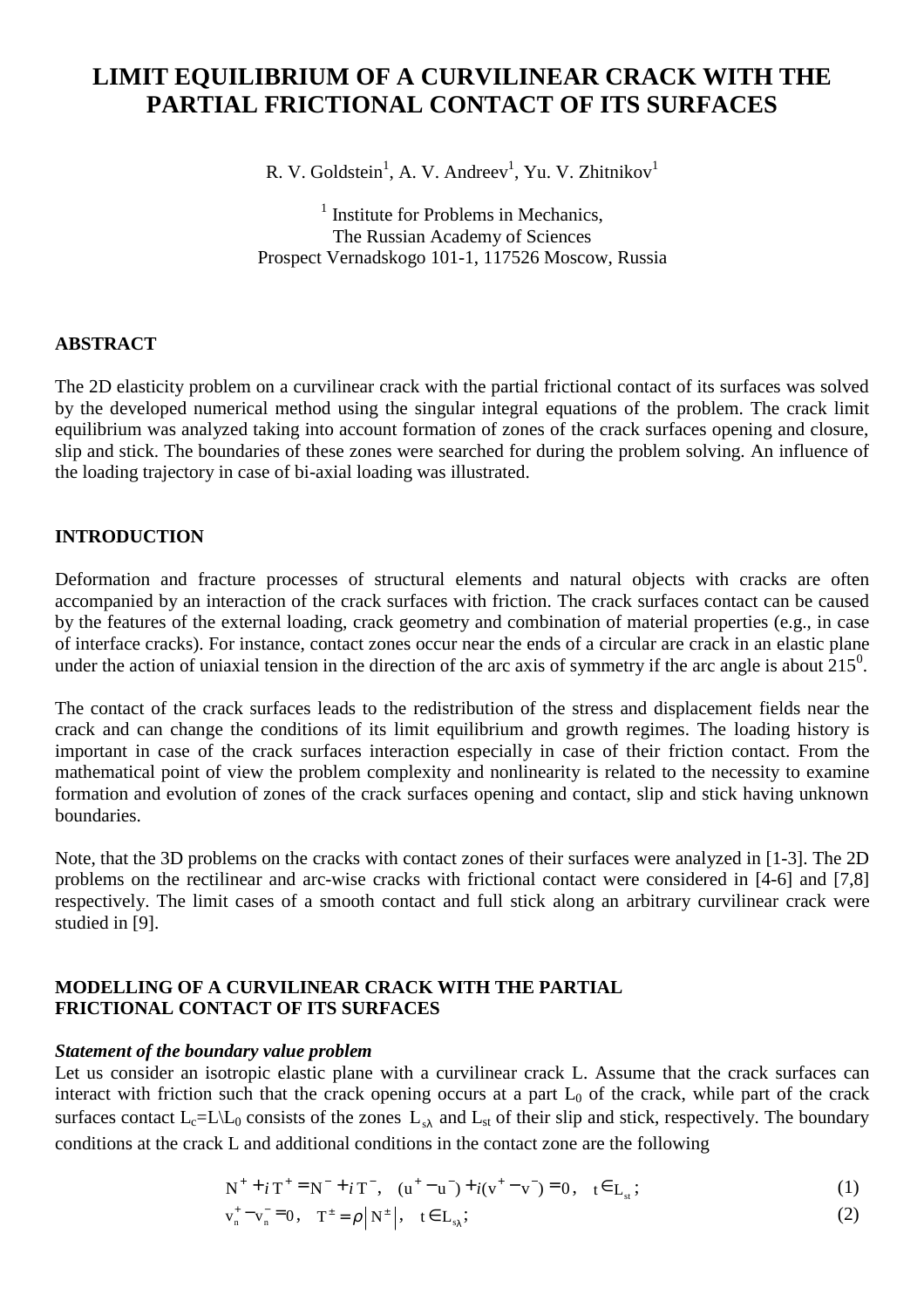# LIMIT EQUILIBRIUM OF A CURVILINEAR CRACK WITH THE PARTIAL FRICTIONAL CONTACT OF ITS SURFACES

R. V. Goldstein[1], A. V. Andreev[1], Yu. V. Zhitnikov[1]

[1] Institute for Problems in Mechanics,
The Russian Academy of Sciences
Prospect Vernadskogo 101-1, 117526 Moscow, Russia

## ABSTRACT

The 2D elasticity problem on a curvilinear crack with the partial frictional contact of its surfaces was solved by the developed numerical method using the singular integral equations of the problem. The crack limit equilibrium was analyzed taking into account formation of zones of the crack surfaces opening and closure, slip and stick. The boundaries of these zones were searched for during the problem solving. An influence of the loading trajectory in case of bi-axial loading was illustrated.

## INTRODUCTION

Deformation and fracture processes of structural elements and natural objects with cracks are often accompanied by an interaction of the crack surfaces with friction. The crack surfaces contact can be caused by the features of the external loading, crack geometry and combination of material properties (e.g., in case of interface cracks). For instance, contact zones occur near the ends of a circular are crack in an elastic plane under the action of uniaxial tension in the direction of the arc axis of symmetry if the arc angle is about $215^0$.

The contact of the crack surfaces leads to the redistribution of the stress and displacement fields near the crack and can change the conditions of its limit equilibrium and growth regimes. The loading history is important in case of the crack surfaces interaction especially in case of their friction contact. From the mathematical point of view the problem complexity and nonlinearity is related to the necessity to examine formation and evolution of zones of the crack surfaces opening and contact, slip and stick having unknown boundaries.

Note, that the 3D problems on the cracks with contact zones of their surfaces were analyzed in [1-3]. The 2D problems on the rectilinear and arc-wise cracks with frictional contact were considered in [4-6] and [7,8] respectively. The limit cases of a smooth contact and full stick along an arbitrary curvilinear crack were studied in [9].

## MODELLING OF A CURVILINEAR CRACK WITH THE PARTIAL FRICTIONAL CONTACT OF ITS SURFACES

### *Statement of the boundary value problem*

Let us consider an isotropic elastic plane with a curvilinear crack L. Assume that the crack surfaces can interact with friction such that the crack opening occurs at a part $L_0$ of the crack, while part of the crack surfaces contact $L_c=L\backslash L_0$ consists of the zones $L_{s\lambda}$ and $L_{st}$ of their slip and stick, respectively. The boundary conditions at the crack L and additional conditions in the contact zone are the following

$$N^+ + iT^+ = N^- + iT^-, \quad (u^+ - u^-) + i(v^+ - v^-) = 0, \quad t \in L_{st}; \tag{1}$$

$$v_n^+ - v_n^- = 0, \quad T^{\pm} = \rho \left| N^{\pm} \right|, \quad t \in L_{s\lambda}; \tag{2}$$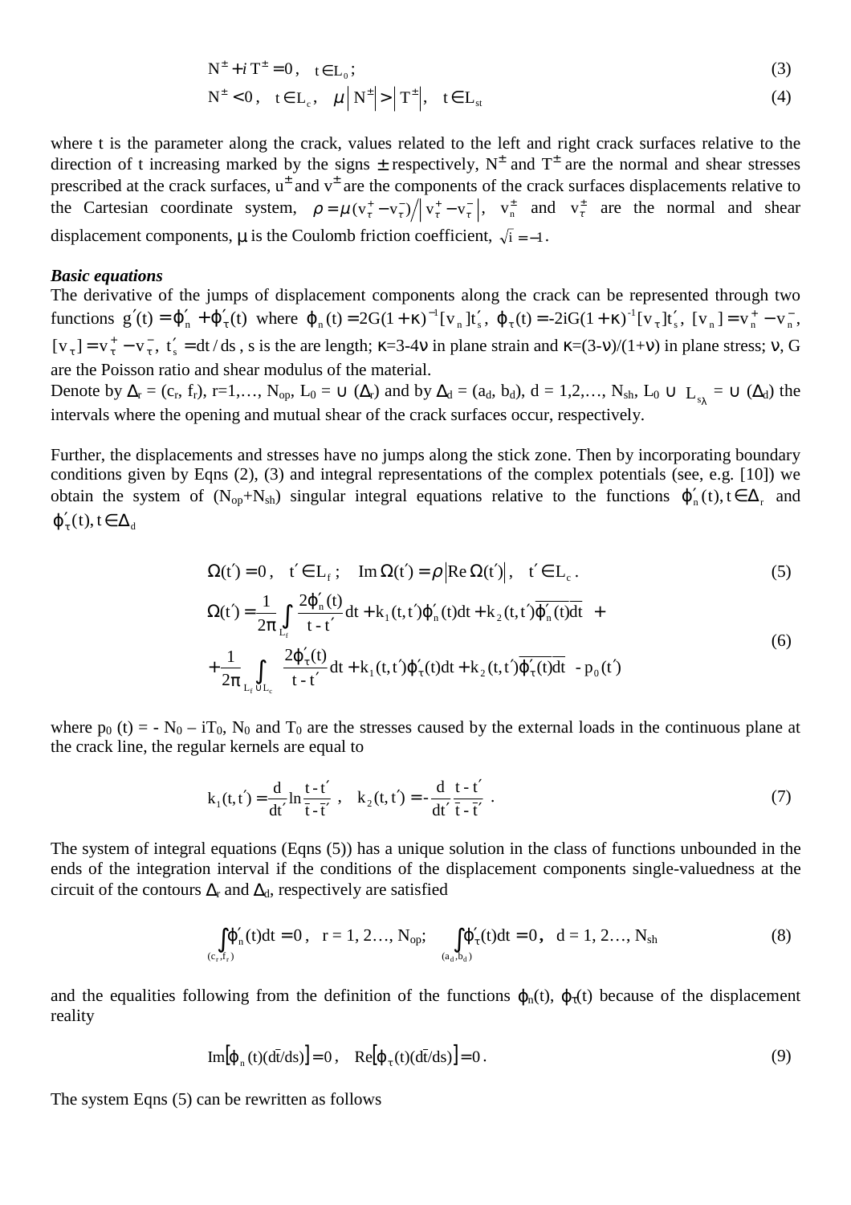$$N^{\pm} + i\,T^{\pm} = 0, \quad t \in L_0; \tag{3}$$

$$N^{\pm} < 0, \quad t \in L_c, \quad \mu \left| N^{\pm} \right| > \left| T^{\pm} \right|, \quad t \in L_{st} \tag{4}$$

where t is the parameter along the crack, values related to the left and right crack surfaces relative to the direction of t increasing marked by the signs $\pm$ respectively, $N^{\pm}$ and $T^{\pm}$ are the normal and shear stresses prescribed at the crack surfaces, $u^{\pm}$ and $v^{\pm}$ are the components of the crack surfaces displacements relative to the Cartesian coordinate system, $\rho = \mu (v_\tau^+ - v_\tau^-) \Big/ \left| v_\tau^+ - v_\tau^- \right|$, $v_n^{\pm}$ and $v_\tau^{\pm}$ are the normal and shear displacement components, $\mu$ is the Coulomb friction coefficient, $\sqrt{i} = -1$.

***Basic equations***

The derivative of the jumps of displacement components along the crack can be represented through two functions $g'(t) = \varphi_n' + \varphi_\tau'(t)$ where $\varphi_n(t) = 2G(1+\kappa)^{-1}[v_n]t_s'$, $\varphi_\tau(t) = -2iG(1+\kappa)^{-1}[v_\tau]t_s'$, $[v_n] = v_n^+ - v_n^-$, $[v_\tau] = v_\tau^+ - v_\tau^-$, $t_s' = dt/ds$, s is the are length; $\kappa$=3-4$\nu$ in plane strain and $\kappa$=(3-$\nu$)/(1+$\nu$) in plane stress; $\nu$, G are the Poisson ratio and shear modulus of the material.

Denote by $\Delta_r = (c_r, f_r)$, r=1,…, $N_{op}$, $L_0 = \cup\, (\Delta_r)$ and by $\Delta_d = (a_d, b_d)$, d = 1,2,…, $N_{sh}$, $L_0 \cup L_{s\lambda} = \cup\, (\Delta_d)$ the intervals where the opening and mutual shear of the crack surfaces occur, respectively.

Further, the displacements and stresses have no jumps along the stick zone. Then by incorporating boundary conditions given by Eqns (2), (3) and integral representations of the complex potentials (see, e.g. [10]) we obtain the system of ($N_{op}$+$N_{sh}$) singular integral equations relative to the functions $\varphi_n'(t), t \in \Delta_r$ and $\varphi_\tau'(t), t \in \Delta_d$

$$\Omega(t') = 0, \quad t' \in L_f; \quad \operatorname{Im}\Omega(t') = \rho \left| \operatorname{Re}\Omega(t') \right|, \quad t' \in L_c. \tag{5}$$

$$\Omega(t') = \frac{1}{2\pi} \int_{L_f} \frac{2\varphi_n'(t)}{t - t'} dt + k_1(t,t')\varphi_n'(t)dt + k_2(t,t')\overline{\varphi_n'(t)dt} \; + \\ + \frac{1}{2\pi} \int_{L_f \cup L_c} \frac{2\varphi_\tau'(t)}{t - t'} dt + k_1(t,t')\varphi_\tau'(t)dt + k_2(t,t')\overline{\varphi_\tau'(t)dt} \; - p_0(t') \tag{6}$$

where $p_0(t) = -N_0 - iT_0$, $N_0$ and $T_0$ are the stresses caused by the external loads in the continuous plane at the crack line, the regular kernels are equal to

$$k_1(t,t') = \frac{d}{dt'} \ln \frac{t - t'}{\bar{t} - \bar{t}'}, \quad k_2(t,t') = -\frac{d}{dt'} \frac{t - t'}{\bar{t} - \bar{t}'} . \tag{7}$$

The system of integral equations (Eqns (5)) has a unique solution in the class of functions unbounded in the ends of the integration interval if the conditions of the displacement components single-valuedness at the circuit of the contours $\Delta_r$ and $\Delta_d$, respectively are satisfied

$$\int_{(c_r,f_r)} \varphi_n'(t)dt = 0, \quad r = 1, 2\ldots, N_{op}; \qquad \int_{(a_d,b_d)} \varphi_\tau'(t)dt = 0, \quad d = 1, 2\ldots, N_{sh} \tag{8}$$

and the equalities following from the definition of the functions $\varphi_n(t)$, $\varphi_\tau(t)$ because of the displacement reality

$$\operatorname{Im}\left[\varphi_n(t)(d\bar{t}/ds)\right] = 0, \quad \operatorname{Re}\left[\varphi_\tau(t)(d\bar{t}/ds)\right] = 0. \tag{9}$$

The system Eqns (5) can be rewritten as follows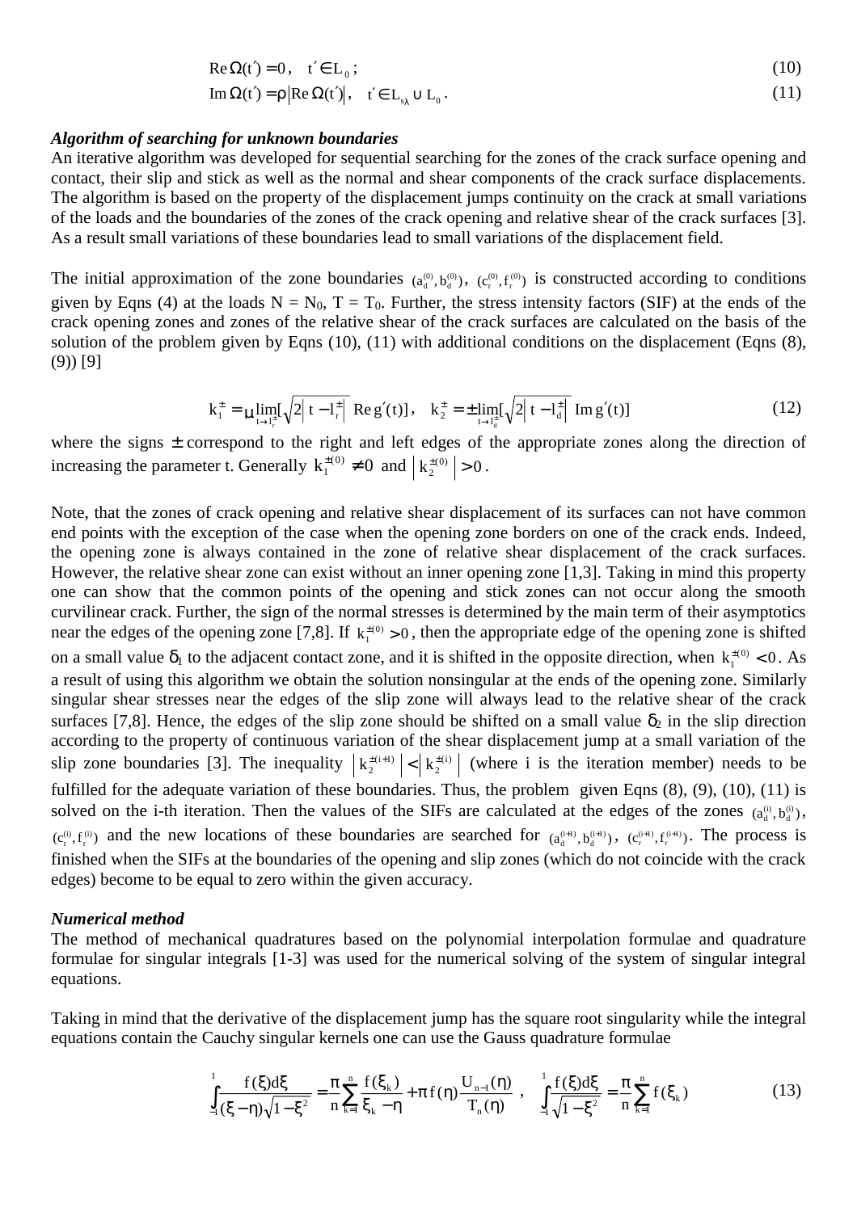$$\operatorname{Re}\Omega(t') = 0, \quad t' \in L_0; \tag{10}$$

$$\operatorname{Im}\Omega(t') = \rho\left|\operatorname{Re}\Omega(t')\right|, \quad t' \in L_{s\lambda} \cup L_0. \tag{11}$$

***Algorithm of searching for unknown boundaries***

An iterative algorithm was developed for sequential searching for the zones of the crack surface opening and contact, their slip and stick as well as the normal and shear components of the crack surface displacements. The algorithm is based on the property of the displacement jumps continuity on the crack at small variations of the loads and the boundaries of the zones of the crack opening and relative shear of the crack surfaces [3]. As a result small variations of these boundaries lead to small variations of the displacement field.

The initial approximation of the zone boundaries $(a_d^{(0)}, b_d^{(0)})$, $(c_r^{(0)}, f_r^{(0)})$ is constructed according to conditions given by Eqns (4) at the loads $N = N_0$, $T = T_0$. Further, the stress intensity factors (SIF) at the ends of the crack opening zones and zones of the relative shear of the crack surfaces are calculated on the basis of the solution of the problem given by Eqns (10), (11) with additional conditions on the displacement (Eqns (8), (9)) [9]

$$k_1^{\pm} = \mp\lim_{t\to l_r^{\pm}}\left[\sqrt{2\left|t - l_r^{\pm}\right|}\ \operatorname{Re} g'(t)\right], \quad k_2^{\pm} = \pm\lim_{t\to l_d^{\pm}}\left[\sqrt{2\left|t - l_d^{\pm}\right|}\ \operatorname{Im} g'(t)\right] \tag{12}$$

where the signs $\pm$ correspond to the right and left edges of the appropriate zones along the direction of increasing the parameter t. Generally $k_1^{\pm(0)} \neq 0$ and $\left|k_2^{\pm(0)}\right| > 0$.

Note, that the zones of crack opening and relative shear displacement of its surfaces can not have common end points with the exception of the case when the opening zone borders on one of the crack ends. Indeed, the opening zone is always contained in the zone of relative shear displacement of the crack surfaces. However, the relative shear zone can exist without an inner opening zone [1,3]. Taking in mind this property one can show that the common points of the opening and stick zones can not occur along the smooth curvilinear crack. Further, the sign of the normal stresses is determined by the main term of their asymptotics near the edges of the opening zone [7,8]. If $k_1^{\pm(0)} > 0$, then the appropriate edge of the opening zone is shifted on a small value $\delta_1$ to the adjacent contact zone, and it is shifted in the opposite direction, when $k_1^{\pm(0)} < 0$. As a result of using this algorithm we obtain the solution nonsingular at the ends of the opening zone. Similarly singular shear stresses near the edges of the slip zone will always lead to the relative shear of the crack surfaces [7,8]. Hence, the edges of the slip zone should be shifted on a small value $\delta_2$ in the slip direction according to the property of continuous variation of the shear displacement jump at a small variation of the slip zone boundaries [3]. The inequality $\left|k_2^{\pm(i+1)}\right| < \left|k_2^{\pm(i)}\right|$ (where i is the iteration member) needs to be fulfilled for the adequate variation of these boundaries. Thus, the problem given Eqns (8), (9), (10), (11) is solved on the i-th iteration. Then the values of the SIFs are calculated at the edges of the zones $(a_d^{(i)}, b_d^{(i)})$, $(c_r^{(i)}, f_r^{(i)})$ and the new locations of these boundaries are searched for $(a_d^{(i+1)}, b_d^{(i+1)})$, $(c_r^{(i+1)}, f_r^{(i+1)})$. The process is finished when the SIFs at the boundaries of the opening and slip zones (which do not coincide with the crack edges) become to be equal to zero within the given accuracy.

***Numerical method***

The method of mechanical quadratures based on the polynomial interpolation formulae and quadrature formulae for singular integrals [1-3] was used for the numerical solving of the system of singular integral equations.

Taking in mind that the derivative of the displacement jump has the square root singularity while the integral equations contain the Cauchy singular kernels one can use the Gauss quadrature formulae

$$\int_{-1}^{1}\frac{f(\xi)d\xi}{(\xi-\eta)\sqrt{1-\xi^2}} = \frac{\pi}{n}\sum_{k=1}^{n}\frac{f(\xi_k)}{\xi_k-\eta} + \pi f(\eta)\frac{U_{n-1}(\eta)}{T_n(\eta)}, \quad \int_{-1}^{1}\frac{f(\xi)d\xi}{\sqrt{1-\xi^2}} = \frac{\pi}{n}\sum_{k=1}^{n}f(\xi_k) \tag{13}$$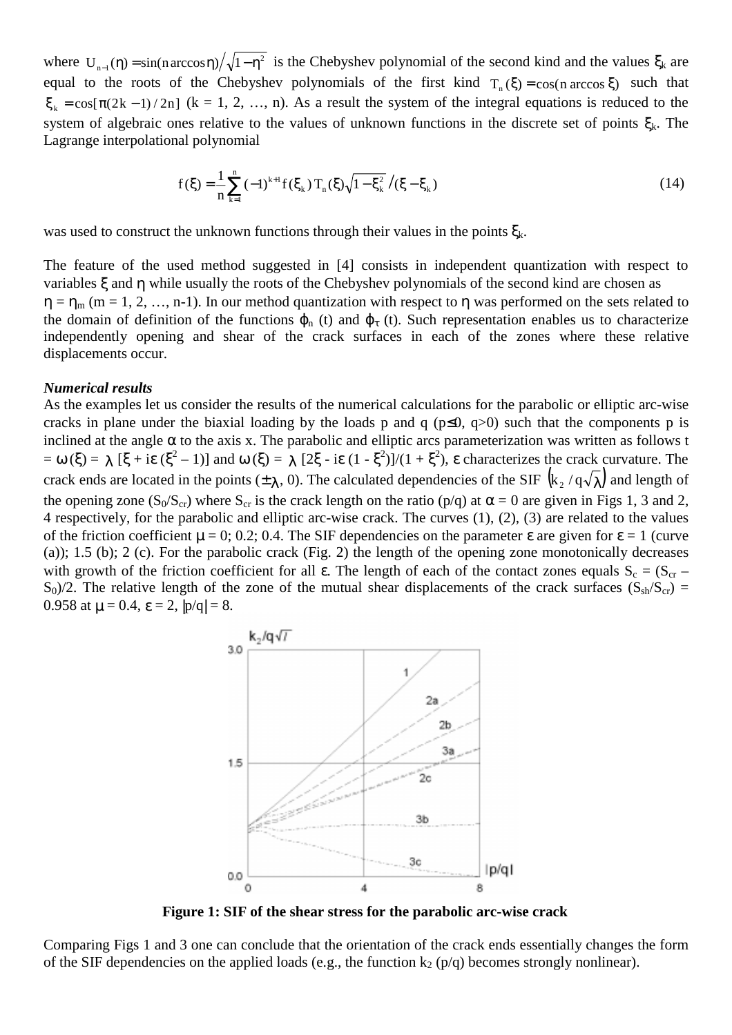where $U_{n-1}(\eta) = \sin(n \arccos \eta) / \sqrt{1-\eta^2}$ is the Chebyshev polynomial of the second kind and the values $\xi_k$ are equal to the roots of the Chebyshev polynomials of the first kind $T_n(\xi) = \cos(n \arccos \xi)$ such that $\xi_k = \cos[\pi(2k-1)/2n]$ (k = 1, 2, …, n). As a result the system of the integral equations is reduced to the system of algebraic ones relative to the values of unknown functions in the discrete set of points $\xi_k$. The Lagrange interpolational polynomial

$$f(\xi) = \frac{1}{n} \sum_{k=1}^{n} (-1)^{k+1} f(\xi_k) T_n(\xi) \sqrt{1-\xi_k^2} / (\xi - \xi_k) \tag{14}$$

was used to construct the unknown functions through their values in the points $\xi_k$.

The feature of the used method suggested in [4] consists in independent quantization with respect to variables $\xi$ and $\eta$ while usually the roots of the Chebyshev polynomials of the second kind are chosen as $\eta = \eta_m$ (m = 1, 2, …, n-1). In our method quantization with respect to $\eta$ was performed on the sets related to the domain of definition of the functions $\varphi_n(t)$ and $\varphi_\tau(t)$. Such representation enables us to characterize independently opening and shear of the crack surfaces in each of the zones where these relative displacements occur.

***Numerical results***

As the examples let us consider the results of the numerical calculations for the parabolic or elliptic arc-wise cracks in plane under the biaxial loading by the loads p and q ($p \leq 0$, $q > 0$) such that the components p is inclined at the angle $\alpha$ to the axis x. The parabolic and elliptic arcs parameterization was written as follows $t = \omega(\xi) = \lambda\, [\xi + i\varepsilon(\xi^2 - 1)]$ and $\omega(\xi) = \lambda\, [2\xi - i\varepsilon(1 - \xi^2)]/(1 + \xi^2)$, $\varepsilon$ characterizes the crack curvature. The crack ends are located in the points $(\pm\lambda, 0)$. The calculated dependencies of the SIF $\left(k_2 / q\sqrt{\lambda}\right)$ and length of the opening zone $(S_0/S_{cr})$ where $S_{cr}$ is the crack length on the ratio (p/q) at $\alpha = 0$ are given in Figs 1, 3 and 2, 4 respectively, for the parabolic and elliptic arc-wise crack. The curves (1), (2), (3) are related to the values of the friction coefficient $\mu = 0$; 0.2; 0.4. The SIF dependencies on the parameter $\varepsilon$ are given for $\varepsilon = 1$ (curve (a)); 1.5 (b); 2 (c). For the parabolic crack (Fig. 2) the length of the opening zone monotonically decreases with growth of the friction coefficient for all $\varepsilon$. The length of each of the contact zones equals $S_c = (S_{cr} - S_0)/2$. The relative length of the zone of the mutual shear displacements of the crack surfaces $(S_{sh}/S_{cr}) = 0.958$ at $\mu = 0.4$, $\varepsilon = 2$, $|p/q| = 8$.

**Figure 1: SIF of the shear stress for the parabolic arc-wise crack**

Comparing Figs 1 and 3 one can conclude that the orientation of the crack ends essentially changes the form of the SIF dependencies on the applied loads (e.g., the function $k_2$ (p/q) becomes strongly nonlinear).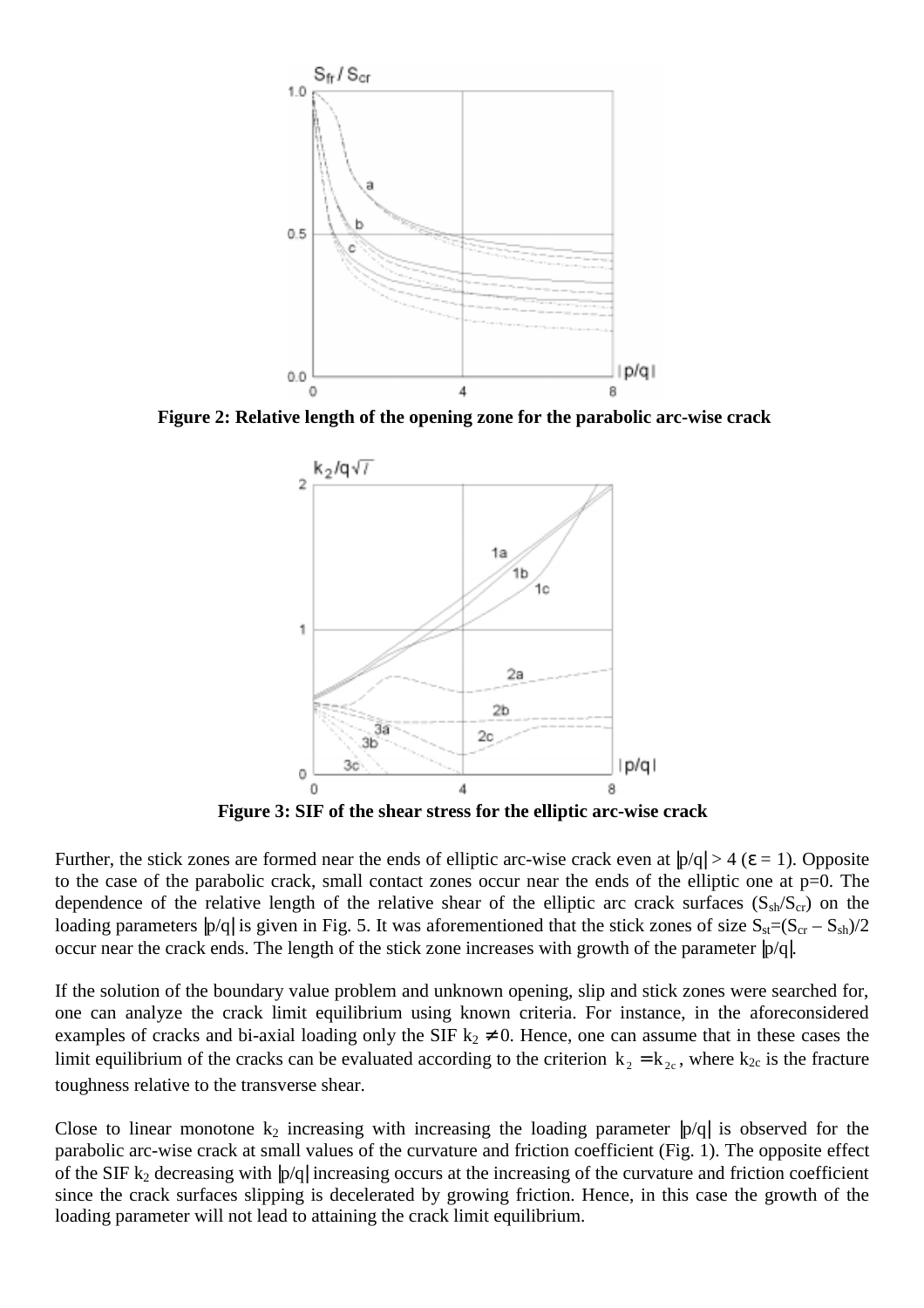**Figure 2: Relative length of the opening zone for the parabolic arc-wise crack**

**Figure 3: SIF of the shear stress for the elliptic arc-wise crack**

Further, the stick zones are formed near the ends of elliptic arc-wise crack even at $|p/q| > 4$ ($\varepsilon = 1$). Opposite to the case of the parabolic crack, small contact zones occur near the ends of the elliptic one at p=0. The dependence of the relative length of the relative shear of the elliptic arc crack surfaces ($S_{sh}/S_{cr}$) on the loading parameters $|p/q|$ is given in Fig. 5. It was aforementioned that the stick zones of size $S_{st}=(S_{cr} - S_{sh})/2$ occur near the crack ends. The length of the stick zone increases with growth of the parameter $|p/q|$.

If the solution of the boundary value problem and unknown opening, slip and stick zones were searched for, one can analyze the crack limit equilibrium using known criteria. For instance, in the aforeconsidered examples of cracks and bi-axial loading only the SIF $k_2 \neq 0$. Hence, one can assume that in these cases the limit equilibrium of the cracks can be evaluated according to the criterion $k_2 = k_{2c}$, where $k_{2c}$ is the fracture toughness relative to the transverse shear.

Close to linear monotone $k_2$ increasing with increasing the loading parameter $|p/q|$ is observed for the parabolic arc-wise crack at small values of the curvature and friction coefficient (Fig. 1). The opposite effect of the SIF $k_2$ decreasing with $|p/q|$ increasing occurs at the increasing of the curvature and friction coefficient since the crack surfaces slipping is decelerated by growing friction. Hence, in this case the growth of the loading parameter will not lead to attaining the crack limit equilibrium.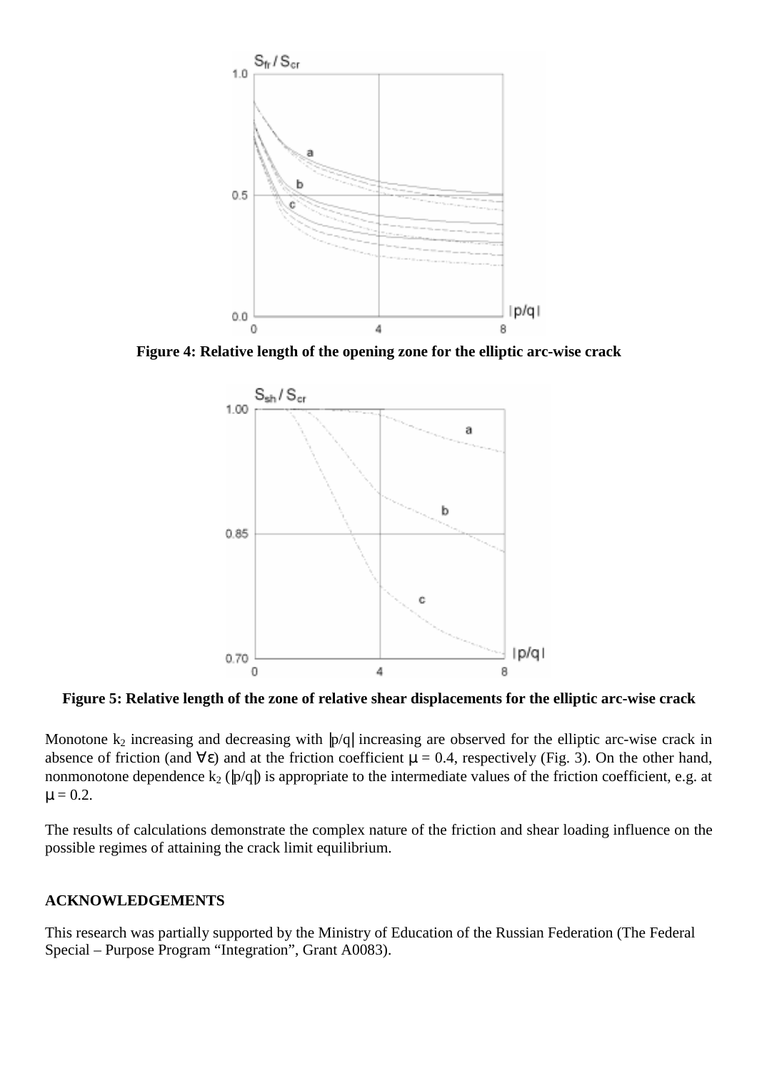**Figure 4: Relative length of the opening zone for the elliptic arc-wise crack**

**Figure 5: Relative length of the zone of relative shear displacements for the elliptic arc-wise crack**

Monotone $k_2$ increasing and decreasing with $|p/q|$ increasing are observed for the elliptic arc-wise crack in absence of friction (and $\forall \varepsilon$) and at the friction coefficient $\mu = 0.4$, respectively (Fig. 3). On the other hand, nonmonotone dependence $k_2$ ($|p/q|$) is appropriate to the intermediate values of the friction coefficient, e.g. at $\mu = 0.2$.

The results of calculations demonstrate the complex nature of the friction and shear loading influence on the possible regimes of attaining the crack limit equilibrium.

## ACKNOWLEDGEMENTS

This research was partially supported by the Ministry of Education of the Russian Federation (The Federal Special – Purpose Program "Integration", Grant A0083).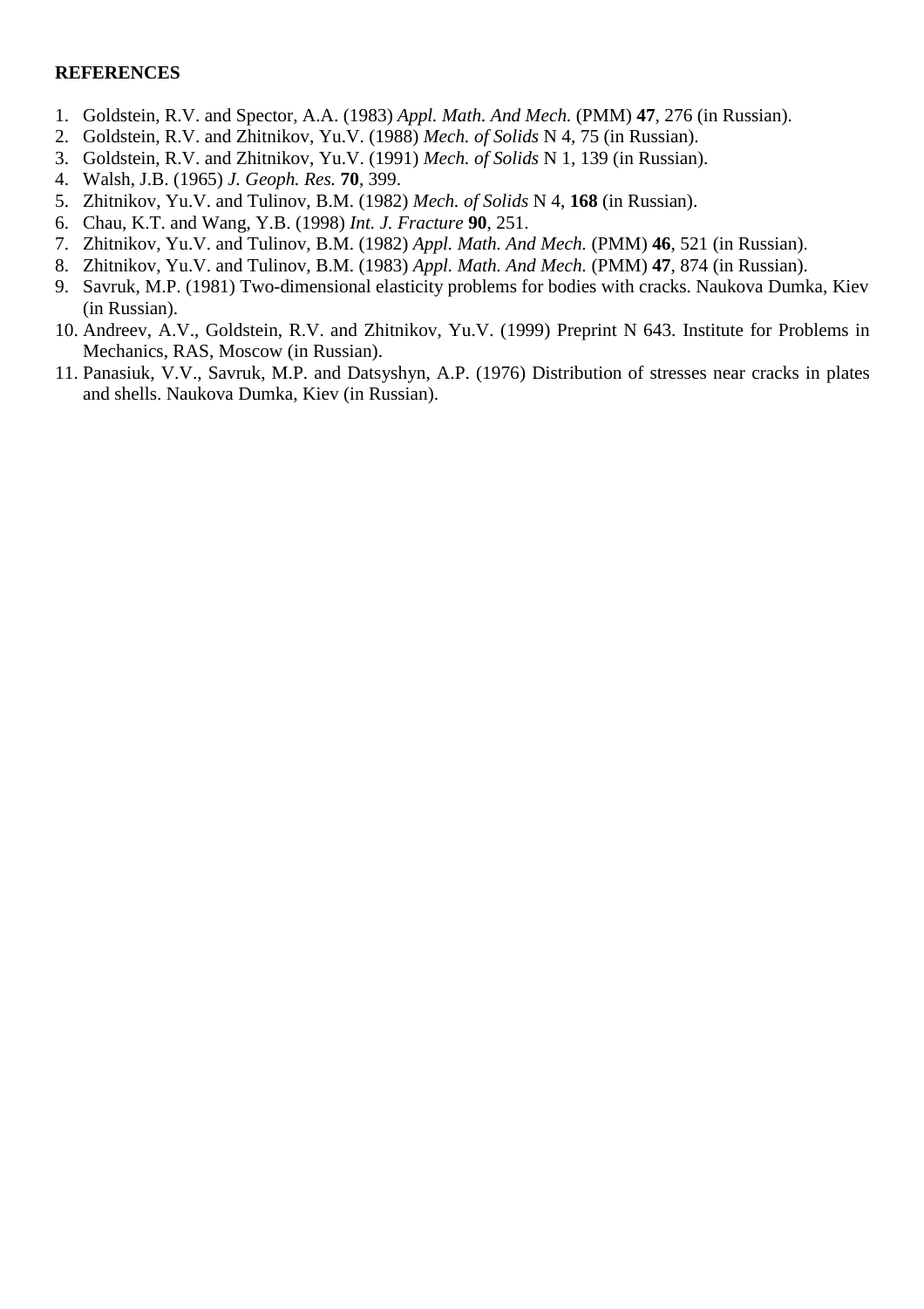**REFERENCES**

1. Goldstein, R.V. and Spector, A.A. (1983) *Appl. Math. And Mech.* (PMM) **47**, 276 (in Russian).
2. Goldstein, R.V. and Zhitnikov, Yu.V. (1988) *Mech. of Solids* N 4, 75 (in Russian).
3. Goldstein, R.V. and Zhitnikov, Yu.V. (1991) *Mech. of Solids* N 1, 139 (in Russian).
4. Walsh, J.B. (1965) *J. Geoph. Res.* **70**, 399.
5. Zhitnikov, Yu.V. and Tulinov, B.M. (1982) *Mech. of Solids* N 4, **168** (in Russian).
6. Chau, K.T. and Wang, Y.B. (1998) *Int. J. Fracture* **90**, 251.
7. Zhitnikov, Yu.V. and Tulinov, B.M. (1982) *Appl. Math. And Mech.* (PMM) **46**, 521 (in Russian).
8. Zhitnikov, Yu.V. and Tulinov, B.M. (1983) *Appl. Math. And Mech.* (PMM) **47**, 874 (in Russian).
9. Savruk, M.P. (1981) Two-dimensional elasticity problems for bodies with cracks. Naukova Dumka, Kiev (in Russian).
10. Andreev, A.V., Goldstein, R.V. and Zhitnikov, Yu.V. (1999) Preprint N 643. Institute for Problems in Mechanics, RAS, Moscow (in Russian).
11. Panasiuk, V.V., Savruk, M.P. and Datsyshyn, A.P. (1976) Distribution of stresses near cracks in plates and shells. Naukova Dumka, Kiev (in Russian).